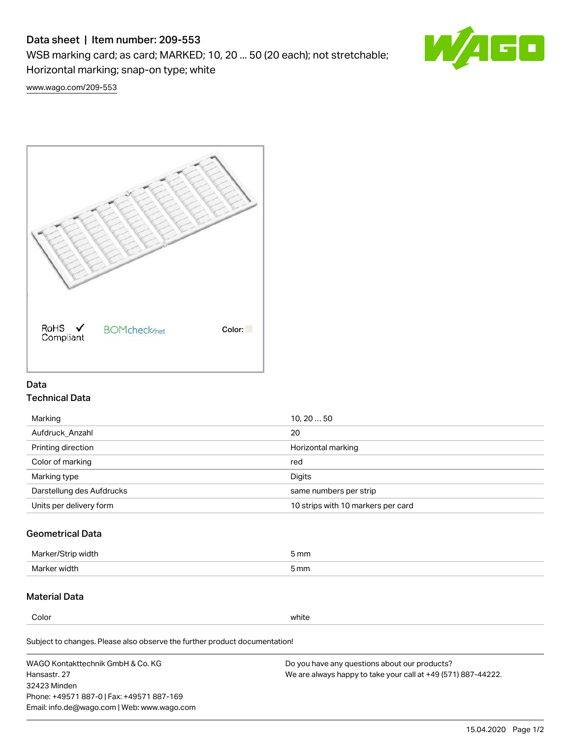# Data sheet | Item number: 209-553

WSB marking card; as card; MARKED; 10, 20 ... 50 (20 each); not stretchable; Horizontal marking; snap-on type; white

www.wago.com/209-553

RoHS ✓ Compliant BOMcheck.net Color:

## Data

### Technical Data

| | |
|---|---|
| Marking | 10, 20 … 50 |
| Aufdruck_Anzahl | 20 |
| Printing direction | Horizontal marking |
| Color of marking | red |
| Marking type | Digits |
| Darstellung des Aufdrucks | same numbers per strip |
| Units per delivery form | 10 strips with 10 markers per card |

### Geometrical Data

| | |
|---|---|
| Marker/Strip width | 5 mm |
| Marker width | 5 mm |

### Material Data

| | |
|---|---|
| Color | white |

Subject to changes. Please also observe the further product documentation!

WAGO Kontakttechnik GmbH & Co. KG
Hansastr. 27
32423 Minden
Phone: +49571 887-0 | Fax: +49571 887-169
Email: info.de@wago.com | Web: www.wago.com

Do you have any questions about our products?
We are always happy to take your call at +49 (571) 887-44222.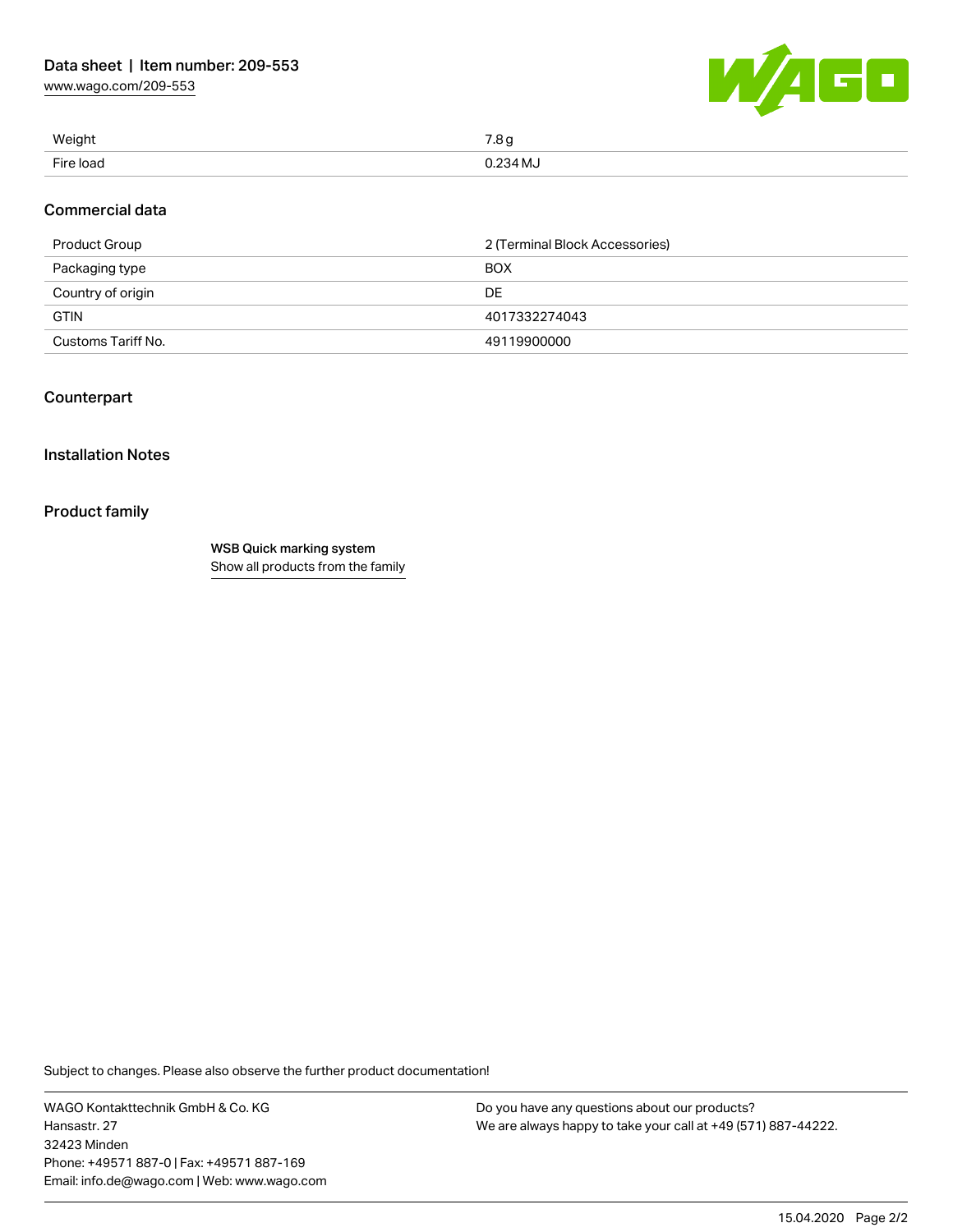| | |
|---|---|
| Weight | 7.8 g |
| Fire load | 0.234 MJ |

## Commercial data

| | |
|---|---|
| Product Group | 2 (Terminal Block Accessories) |
| Packaging type | BOX |
| Country of origin | DE |
| GTIN | 4017332274043 |
| Customs Tariff No. | 49119900000 |

## Counterpart

## Installation Notes

## Product family

**WSB Quick marking system**
Show all products from the family

Subject to changes. Please also observe the further product documentation!

WAGO Kontakttechnik GmbH & Co. KG
Hansastr. 27
32423 Minden
Phone: +49571 887-0 | Fax: +49571 887-169
Email: info.de@wago.com | Web: www.wago.com

Do you have any questions about our products?
We are always happy to take your call at +49 (571) 887-44222.

15.04.2020